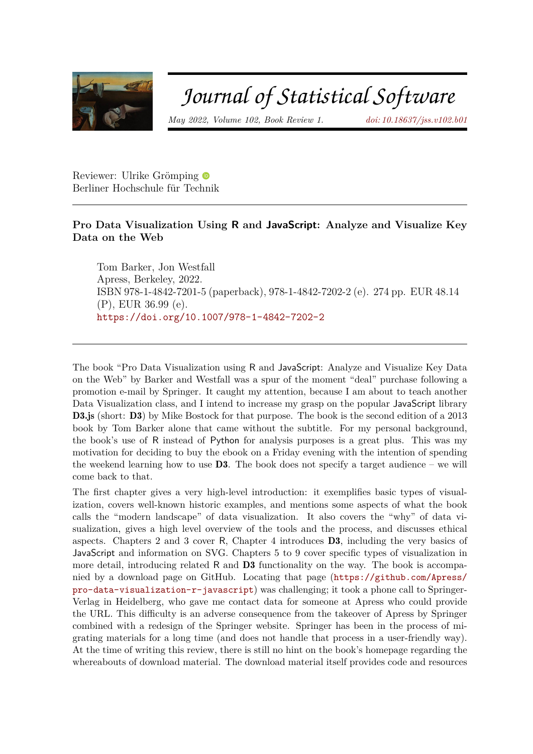# Journal of Statistical Software

*May 2022, Volume 102, Book Review 1.* *doi: 10.18637/jss.v102.b01*

Reviewer: Ulrike Grömping
Berliner Hochschule für Technik

---

**Pro Data Visualization Using R and JavaScript: Analyze and Visualize Key Data on the Web**

> Tom Barker, Jon Westfall
> Apress, Berkeley, 2022.
> ISBN 978-1-4842-7201-5 (paperback), 978-1-4842-7202-2 (e). 274 pp. EUR 48.14 (P), EUR 36.99 (e).
> https://doi.org/10.1007/978-1-4842-7202-2

---

The book "Pro Data Visualization using R and JavaScript: Analyze and Visualize Key Data on the Web" by Barker and Westfall was a spur of the moment "deal" purchase following a promotion e-mail by Springer. It caught my attention, because I am about to teach another Data Visualization class, and I intend to increase my grasp on the popular JavaScript library **D3.js** (short: **D3**) by Mike Bostock for that purpose. The book is the second edition of a 2013 book by Tom Barker alone that came without the subtitle. For my personal background, the book's use of R instead of Python for analysis purposes is a great plus. This was my motivation for deciding to buy the ebook on a Friday evening with the intention of spending the weekend learning how to use **D3**. The book does not specify a target audience – we will come back to that.

The first chapter gives a very high-level introduction: it exemplifies basic types of visualization, covers well-known historic examples, and mentions some aspects of what the book calls the "modern landscape" of data visualization. It also covers the "why" of data visualization, gives a high level overview of the tools and the process, and discusses ethical aspects. Chapters 2 and 3 cover R, Chapter 4 introduces **D3**, including the very basics of JavaScript and information on SVG. Chapters 5 to 9 cover specific types of visualization in more detail, introducing related R and **D3** functionality on the way. The book is accompanied by a download page on GitHub. Locating that page (https://github.com/Apress/pro-data-visualization-r-javascript) was challenging; it took a phone call to Springer-Verlag in Heidelberg, who gave me contact data for someone at Apress who could provide the URL. This difficulty is an adverse consequence from the takeover of Apress by Springer combined with a redesign of the Springer website. Springer has been in the process of migrating materials for a long time (and does not handle that process in a user-friendly way). At the time of writing this review, there is still no hint on the book's homepage regarding the whereabouts of download material. The download material itself provides code and resources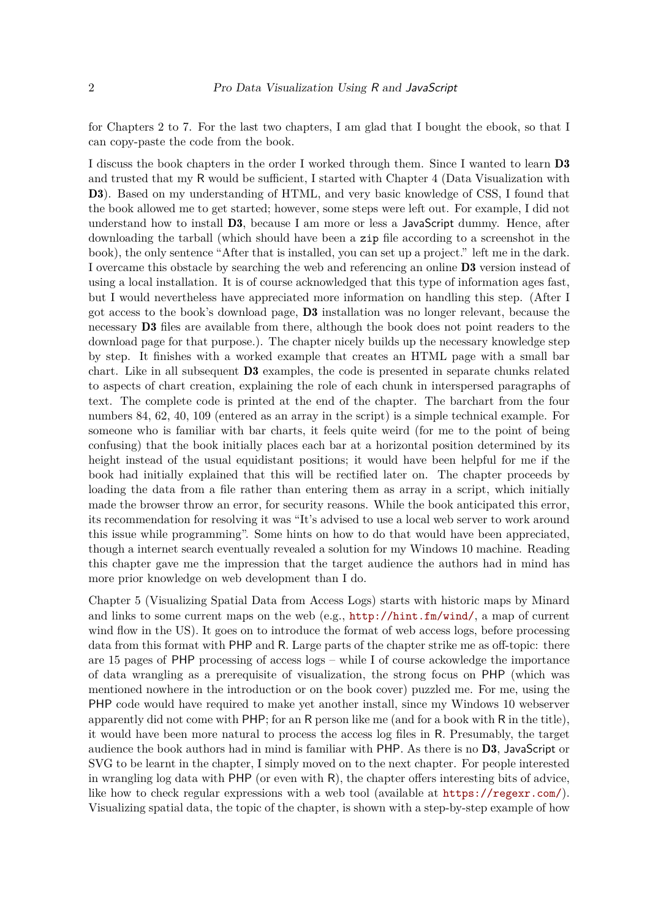for Chapters 2 to 7. For the last two chapters, I am glad that I bought the ebook, so that I can copy-paste the code from the book.

I discuss the book chapters in the order I worked through them. Since I wanted to learn **D3** and trusted that my R would be sufficient, I started with Chapter 4 (Data Visualization with **D3**). Based on my understanding of HTML, and very basic knowledge of CSS, I found that the book allowed me to get started; however, some steps were left out. For example, I did not understand how to install **D3**, because I am more or less a JavaScript dummy. Hence, after downloading the tarball (which should have been a `zip` file according to a screenshot in the book), the only sentence "After that is installed, you can set up a project." left me in the dark. I overcame this obstacle by searching the web and referencing an online **D3** version instead of using a local installation. It is of course acknowledged that this type of information ages fast, but I would nevertheless have appreciated more information on handling this step. (After I got access to the book's download page, **D3** installation was no longer relevant, because the necessary **D3** files are available from there, although the book does not point readers to the download page for that purpose.). The chapter nicely builds up the necessary knowledge step by step. It finishes with a worked example that creates an HTML page with a small bar chart. Like in all subsequent **D3** examples, the code is presented in separate chunks related to aspects of chart creation, explaining the role of each chunk in interspersed paragraphs of text. The complete code is printed at the end of the chapter. The barchart from the four numbers 84, 62, 40, 109 (entered as an array in the script) is a simple technical example. For someone who is familiar with bar charts, it feels quite weird (for me to the point of being confusing) that the book initially places each bar at a horizontal position determined by its height instead of the usual equidistant positions; it would have been helpful for me if the book had initially explained that this will be rectified later on. The chapter proceeds by loading the data from a file rather than entering them as array in a script, which initially made the browser throw an error, for security reasons. While the book anticipated this error, its recommendation for resolving it was "It's advised to use a local web server to work around this issue while programming". Some hints on how to do that would have been appreciated, though a internet search eventually revealed a solution for my Windows 10 machine. Reading this chapter gave me the impression that the target audience the authors had in mind has more prior knowledge on web development than I do.

Chapter 5 (Visualizing Spatial Data from Access Logs) starts with historic maps by Minard and links to some current maps on the web (e.g., http://hint.fm/wind/, a map of current wind flow in the US). It goes on to introduce the format of web access logs, before processing data from this format with PHP and R. Large parts of the chapter strike me as off-topic: there are 15 pages of PHP processing of access logs – while I of course ackowledge the importance of data wrangling as a prerequisite of visualization, the strong focus on PHP (which was mentioned nowhere in the introduction or on the book cover) puzzled me. For me, using the PHP code would have required to make yet another install, since my Windows 10 webserver apparently did not come with PHP; for an R person like me (and for a book with R in the title), it would have been more natural to process the access log files in R. Presumably, the target audience the book authors had in mind is familiar with PHP. As there is no **D3**, JavaScript or SVG to be learnt in the chapter, I simply moved on to the next chapter. For people interested in wrangling log data with PHP (or even with R), the chapter offers interesting bits of advice, like how to check regular expressions with a web tool (available at https://regexr.com/). Visualizing spatial data, the topic of the chapter, is shown with a step-by-step example of how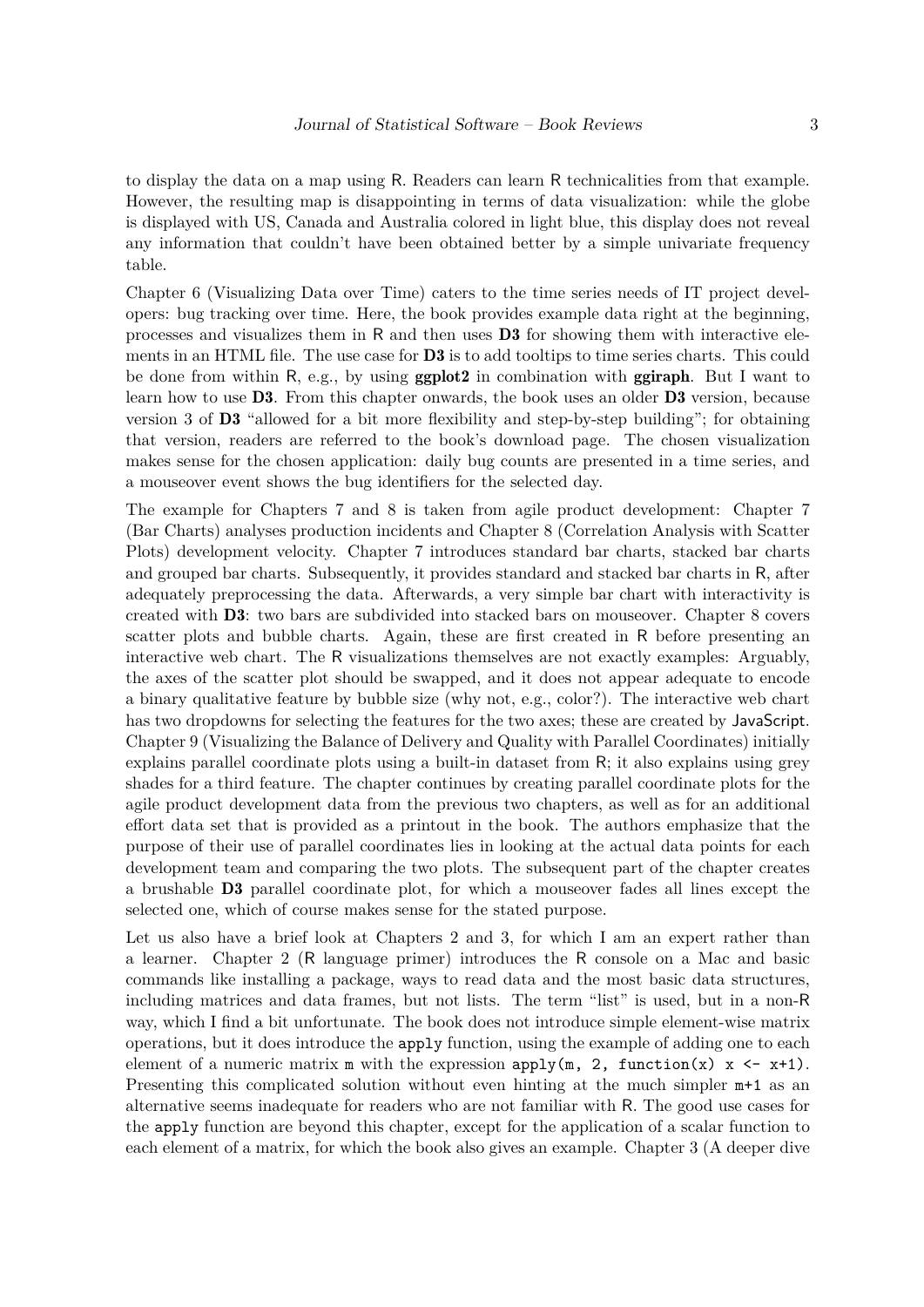to display the data on a map using R. Readers can learn R technicalities from that example. However, the resulting map is disappointing in terms of data visualization: while the globe is displayed with US, Canada and Australia colored in light blue, this display does not reveal any information that couldn't have been obtained better by a simple univariate frequency table.

Chapter 6 (Visualizing Data over Time) caters to the time series needs of IT project developers: bug tracking over time. Here, the book provides example data right at the beginning, processes and visualizes them in R and then uses **D3** for showing them with interactive elements in an HTML file. The use case for **D3** is to add tooltips to time series charts. This could be done from within R, e.g., by using **ggplot2** in combination with **ggiraph**. But I want to learn how to use **D3**. From this chapter onwards, the book uses an older **D3** version, because version 3 of **D3** "allowed for a bit more flexibility and step-by-step building"; for obtaining that version, readers are referred to the book's download page. The chosen visualization makes sense for the chosen application: daily bug counts are presented in a time series, and a mouseover event shows the bug identifiers for the selected day.

The example for Chapters 7 and 8 is taken from agile product development: Chapter 7 (Bar Charts) analyses production incidents and Chapter 8 (Correlation Analysis with Scatter Plots) development velocity. Chapter 7 introduces standard bar charts, stacked bar charts and grouped bar charts. Subsequently, it provides standard and stacked bar charts in R, after adequately preprocessing the data. Afterwards, a very simple bar chart with interactivity is created with **D3**: two bars are subdivided into stacked bars on mouseover. Chapter 8 covers scatter plots and bubble charts. Again, these are first created in R before presenting an interactive web chart. The R visualizations themselves are not exactly examples: Arguably, the axes of the scatter plot should be swapped, and it does not appear adequate to encode a binary qualitative feature by bubble size (why not, e.g., color?). The interactive web chart has two dropdowns for selecting the features for the two axes; these are created by JavaScript. Chapter 9 (Visualizing the Balance of Delivery and Quality with Parallel Coordinates) initially explains parallel coordinate plots using a built-in dataset from R; it also explains using grey shades for a third feature. The chapter continues by creating parallel coordinate plots for the agile product development data from the previous two chapters, as well as for an additional effort data set that is provided as a printout in the book. The authors emphasize that the purpose of their use of parallel coordinates lies in looking at the actual data points for each development team and comparing the two plots. The subsequent part of the chapter creates a brushable **D3** parallel coordinate plot, for which a mouseover fades all lines except the selected one, which of course makes sense for the stated purpose.

Let us also have a brief look at Chapters 2 and 3, for which I am an expert rather than a learner. Chapter 2 (R language primer) introduces the R console on a Mac and basic commands like installing a package, ways to read data and the most basic data structures, including matrices and data frames, but not lists. The term "list" is used, but in a non-R way, which I find a bit unfortunate. The book does not introduce simple element-wise matrix operations, but it does introduce the `apply` function, using the example of adding one to each element of a numeric matrix `m` with the expression `apply(m, 2, function(x) x <- x+1)`. Presenting this complicated solution without even hinting at the much simpler `m+1` as an alternative seems inadequate for readers who are not familiar with R. The good use cases for the `apply` function are beyond this chapter, except for the application of a scalar function to each element of a matrix, for which the book also gives an example. Chapter 3 (A deeper dive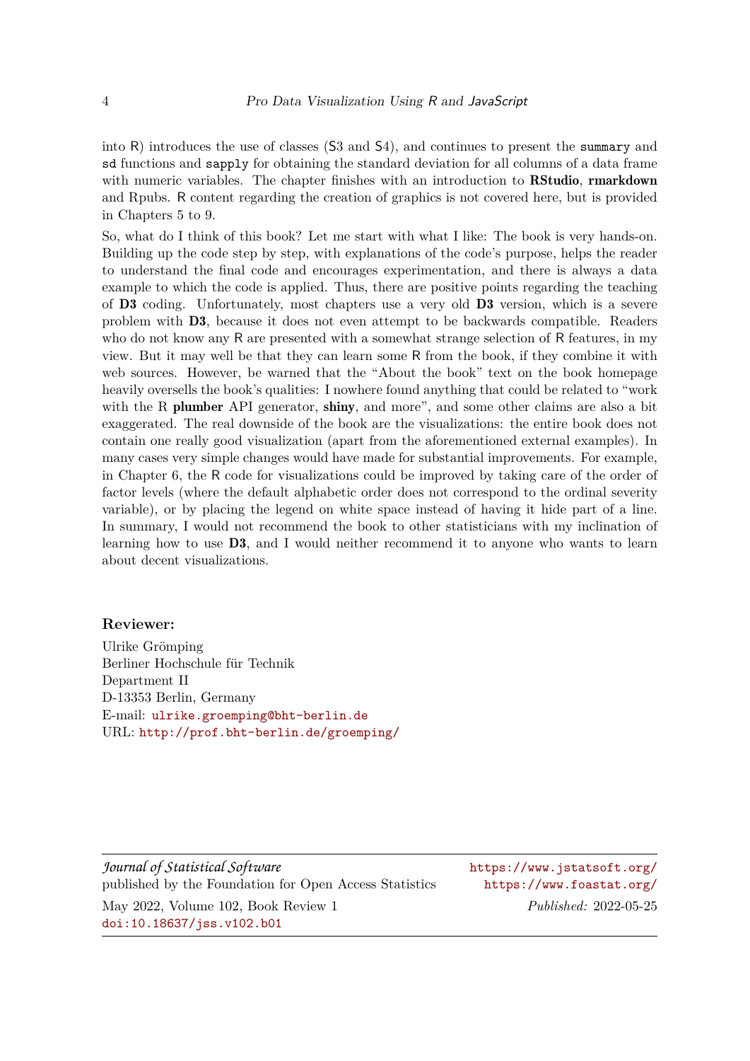into R) introduces the use of classes (S3 and S4), and continues to present the `summary` and `sd` functions and `sapply` for obtaining the standard deviation for all columns of a data frame with numeric variables. The chapter finishes with an introduction to **RStudio**, **rmarkdown** and Rpubs. R content regarding the creation of graphics is not covered here, but is provided in Chapters 5 to 9.

So, what do I think of this book? Let me start with what I like: The book is very hands-on. Building up the code step by step, with explanations of the code's purpose, helps the reader to understand the final code and encourages experimentation, and there is always a data example to which the code is applied. Thus, there are positive points regarding the teaching of **D3** coding. Unfortunately, most chapters use a very old **D3** version, which is a severe problem with **D3**, because it does not even attempt to be backwards compatible. Readers who do not know any R are presented with a somewhat strange selection of R features, in my view. But it may well be that they can learn some R from the book, if they combine it with web sources. However, be warned that the "About the book" text on the book homepage heavily oversells the book's qualities: I nowhere found anything that could be related to "work with the R **plumber** API generator, **shiny**, and more", and some other claims are also a bit exaggerated. The real downside of the book are the visualizations: the entire book does not contain one really good visualization (apart from the aforementioned external examples). In many cases very simple changes would have made for substantial improvements. For example, in Chapter 6, the R code for visualizations could be improved by taking care of the order of factor levels (where the default alphabetic order does not correspond to the ordinal severity variable), or by placing the legend on white space instead of having it hide part of a line. In summary, I would not recommend the book to other statisticians with my inclination of learning how to use **D3**, and I would neither recommend it to anyone who wants to learn about decent visualizations.

**Reviewer:**

Ulrike Grömping  
Berliner Hochschule für Technik  
Department II  
D-13353 Berlin, Germany  
E-mail: ulrike.groemping@bht-berlin.de  
URL: http://prof.bht-berlin.de/groemping/